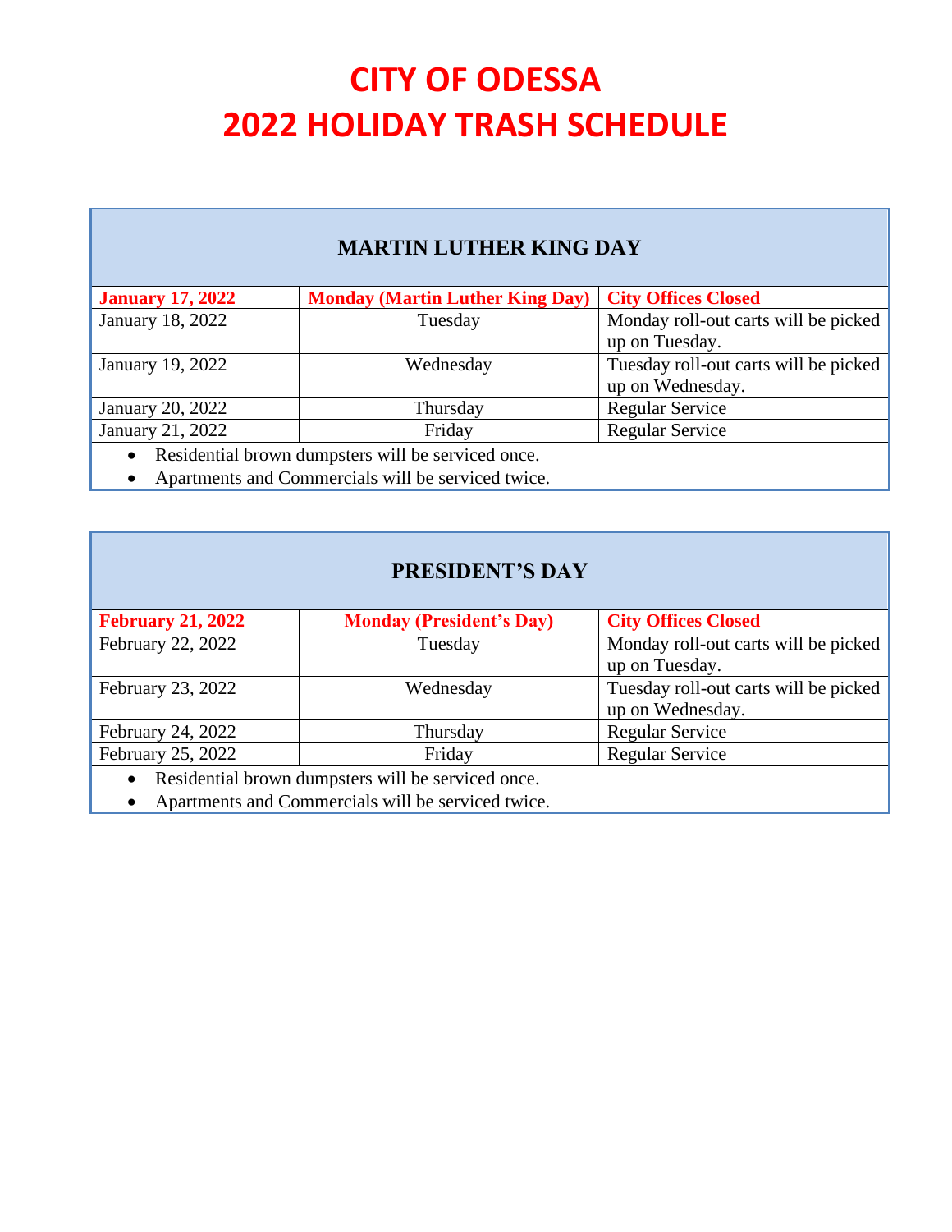# CITY OF ODESSA
# 2022 HOLIDAY TRASH SCHEDULE

| MARTIN LUTHER KING DAY | | |
|---|---|---|
| **January 17, 2022** | **Monday (Martin Luther King Day)** | **City Offices Closed** |
| January 18, 2022 | Tuesday | Monday roll-out carts will be picked up on Tuesday. |
| January 19, 2022 | Wednesday | Tuesday roll-out carts will be picked up on Wednesday. |
| January 20, 2022 | Thursday | Regular Service |
| January 21, 2022 | Friday | Regular Service |

- Residential brown dumpsters will be serviced once.
- Apartments and Commercials will be serviced twice.

| PRESIDENT'S DAY | | |
|---|---|---|
| **February 21, 2022** | **Monday (President's Day)** | **City Offices Closed** |
| February 22, 2022 | Tuesday | Monday roll-out carts will be picked up on Tuesday. |
| February 23, 2022 | Wednesday | Tuesday roll-out carts will be picked up on Wednesday. |
| February 24, 2022 | Thursday | Regular Service |
| February 25, 2022 | Friday | Regular Service |

- Residential brown dumpsters will be serviced once.
- Apartments and Commercials will be serviced twice.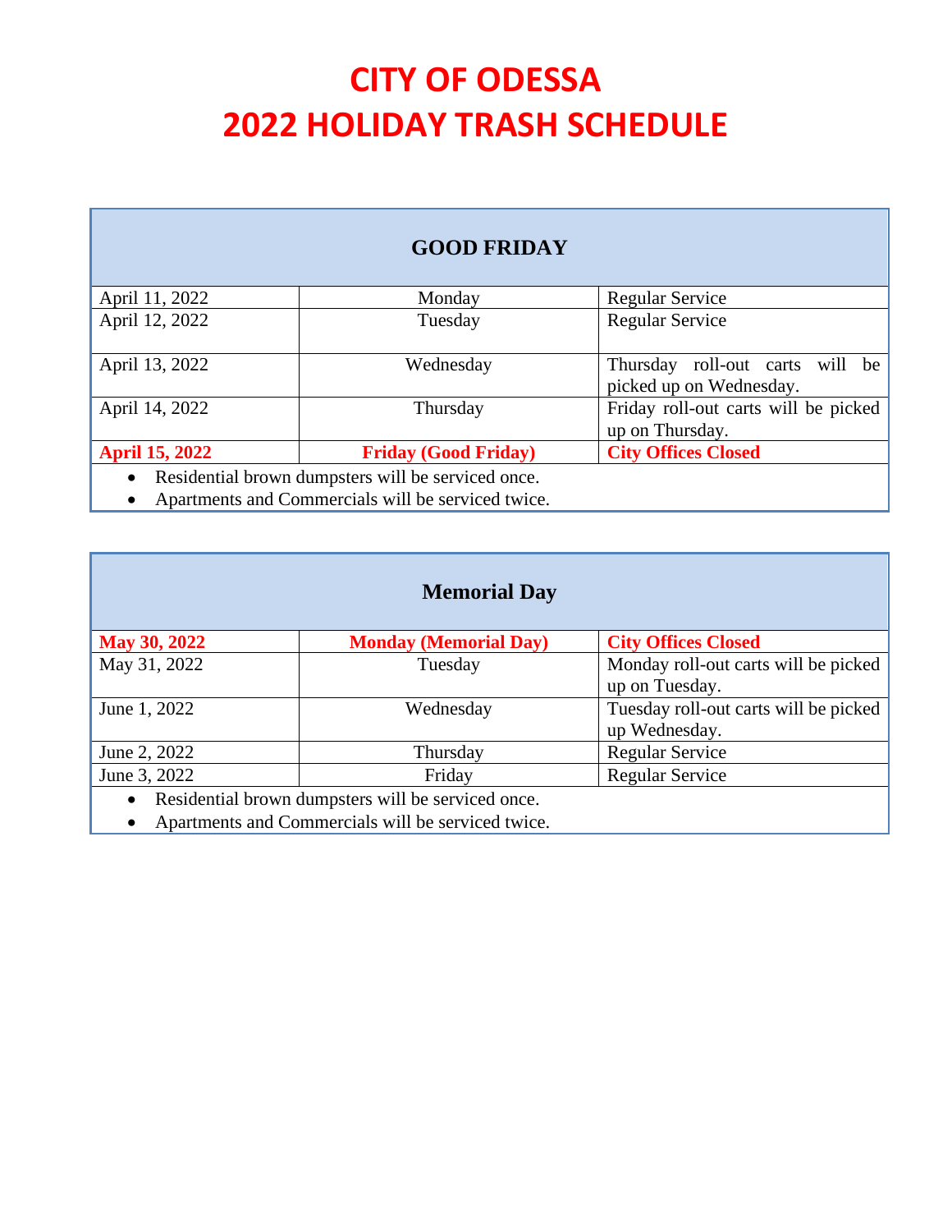# CITY OF ODESSA
# 2022 HOLIDAY TRASH SCHEDULE

| GOOD FRIDAY | | |
|---|---|---|
| April 11, 2022 | Monday | Regular Service |
| April 12, 2022 | Tuesday | Regular Service |
| April 13, 2022 | Wednesday | Thursday roll-out carts will be picked up on Wednesday. |
| April 14, 2022 | Thursday | Friday roll-out carts will be picked up on Thursday. |
| **April 15, 2022** | **Friday (Good Friday)** | **City Offices Closed** |

- Residential brown dumpsters will be serviced once.
- Apartments and Commercials will be serviced twice.

| Memorial Day | | |
|---|---|---|
| **May 30, 2022** | **Monday (Memorial Day)** | **City Offices Closed** |
| May 31, 2022 | Tuesday | Monday roll-out carts will be picked up on Tuesday. |
| June 1, 2022 | Wednesday | Tuesday roll-out carts will be picked up Wednesday. |
| June 2, 2022 | Thursday | Regular Service |
| June 3, 2022 | Friday | Regular Service |

- Residential brown dumpsters will be serviced once.
- Apartments and Commercials will be serviced twice.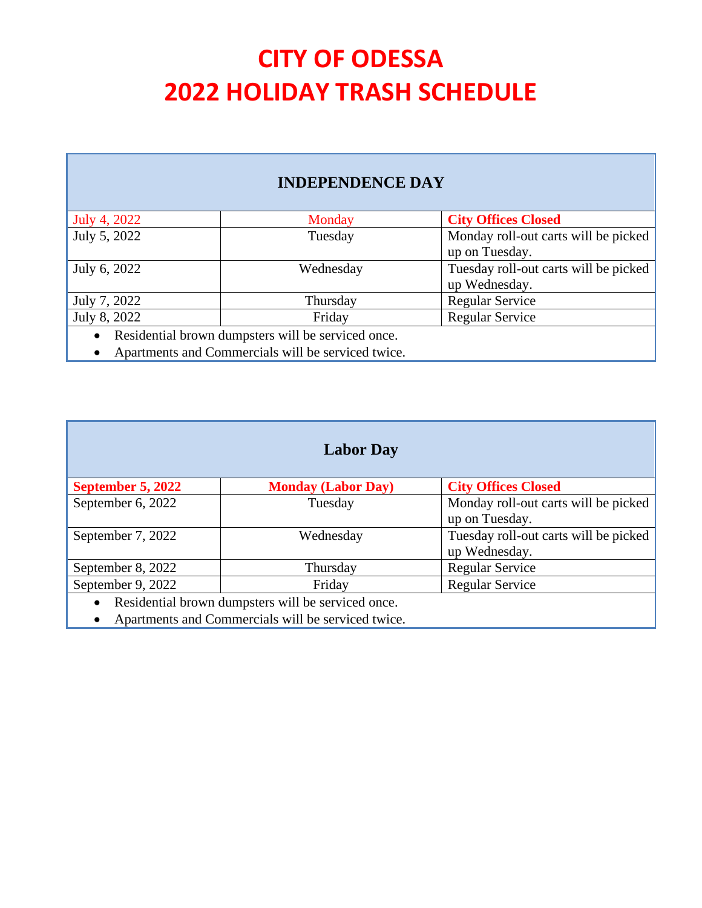# CITY OF ODESSA
# 2022 HOLIDAY TRASH SCHEDULE

| INDEPENDENCE DAY | | |
|---|---|---|
| July 4, 2022 | Monday | **City Offices Closed** |
| July 5, 2022 | Tuesday | Monday roll-out carts will be picked up on Tuesday. |
| July 6, 2022 | Wednesday | Tuesday roll-out carts will be picked up Wednesday. |
| July 7, 2022 | Thursday | Regular Service |
| July 8, 2022 | Friday | Regular Service |

- Residential brown dumpsters will be serviced once.
- Apartments and Commercials will be serviced twice.

| Labor Day | | |
|---|---|---|
| **September 5, 2022** | **Monday (Labor Day)** | **City Offices Closed** |
| September 6, 2022 | Tuesday | Monday roll-out carts will be picked up on Tuesday. |
| September 7, 2022 | Wednesday | Tuesday roll-out carts will be picked up Wednesday. |
| September 8, 2022 | Thursday | Regular Service |
| September 9, 2022 | Friday | Regular Service |

- Residential brown dumpsters will be serviced once.
- Apartments and Commercials will be serviced twice.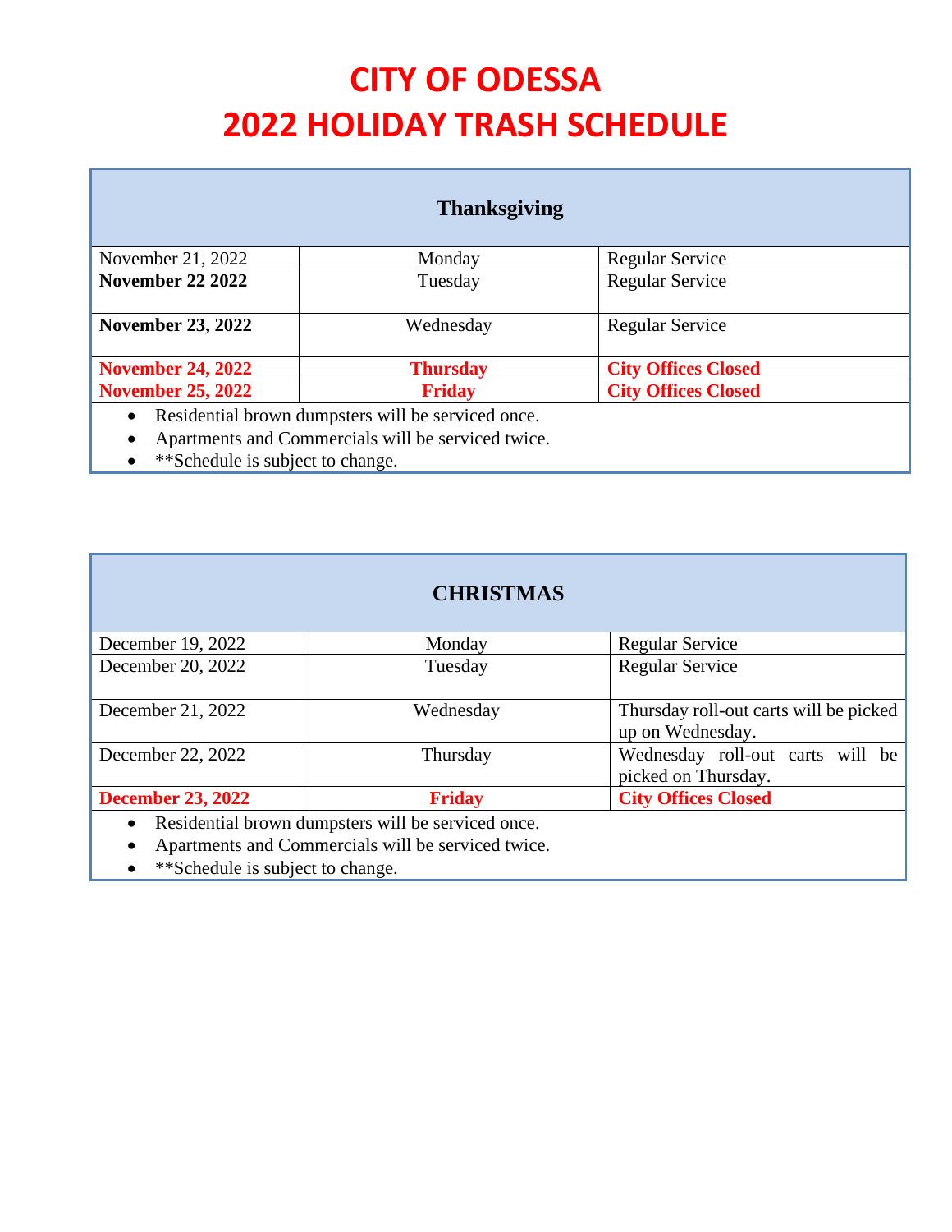# CITY OF ODESSA
# 2022 HOLIDAY TRASH SCHEDULE

| Thanksgiving | | |
|---|---|---|
| November 21, 2022 | Monday | Regular Service |
| **November 22 2022** | Tuesday | Regular Service |
| **November 23, 2022** | Wednesday | Regular Service |
| **November 24, 2022** | **Thursday** | **City Offices Closed** |
| **November 25, 2022** | **Friday** | **City Offices Closed** |

- Residential brown dumpsters will be serviced once.
- Apartments and Commercials will be serviced twice.
- **Schedule is subject to change.

| CHRISTMAS | | |
|---|---|---|
| December 19, 2022 | Monday | Regular Service |
| December 20, 2022 | Tuesday | Regular Service |
| December 21, 2022 | Wednesday | Thursday roll-out carts will be picked up on Wednesday. |
| December 22, 2022 | Thursday | Wednesday roll-out carts will be picked on Thursday. |
| **December 23, 2022** | **Friday** | **City Offices Closed** |

- Residential brown dumpsters will be serviced once.
- Apartments and Commercials will be serviced twice.
- **Schedule is subject to change.